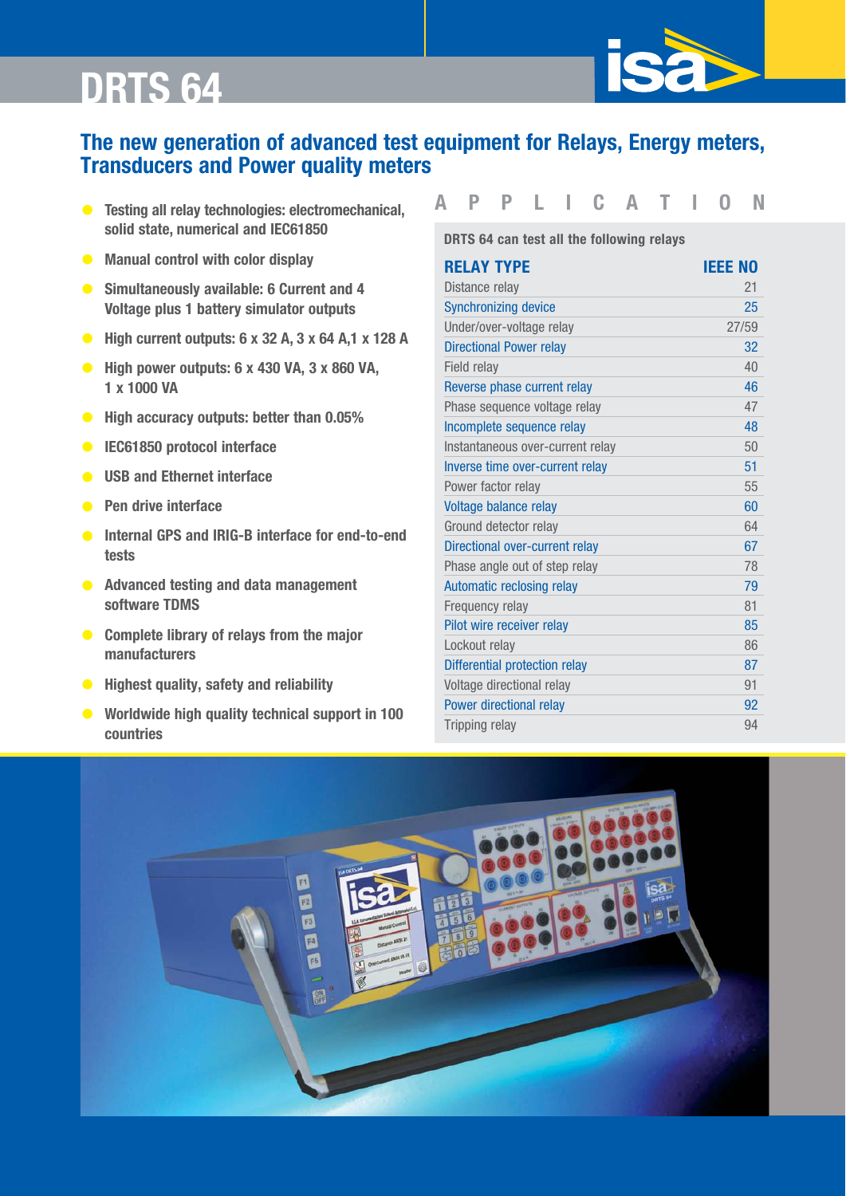# DRTS 64

## The new generation of advanced test equipment for Relays, Energy meters, Transducers and Power quality meters

- **Testing all relay technologies: electromechanical, solid state, numerical and IEC61850**
- **Manual control with color display**
- **Simultaneously available: 6 Current and 4 Voltage plus 1 battery simulator outputs**
- **High current outputs: 6 x 32 A, 3 x 64 A,1 x 128 A**
- **High power outputs: 6 x 430 VA, 3 x 860 VA, 1 x 1000 VA**
- **High accuracy outputs: better than 0.05%**
- **IEC61850 protocol interface**
- **USB and Ethernet interface**
- **Pen drive interface**
- **Internal GPS and IRIG-B interface for end-to-end tests**
- **Advanced testing and data management software TDMS**
- **Complete library of relays from the major manufacturers**
- **Highest quality, safety and reliability**
- **Worldwide high quality technical support in 100 countries**

## APPLICATION

**DRTS 64 can test all the following relays**

| RELAY TYPE | IEEE NO |
|---|---|
| Distance relay | 21 |
| Synchronizing device | 25 |
| Under/over-voltage relay | 27/59 |
| Directional Power relay | 32 |
| Field relay | 40 |
| Reverse phase current relay | 46 |
| Phase sequence voltage relay | 47 |
| Incomplete sequence relay | 48 |
| Instantaneous over-current relay | 50 |
| Inverse time over-current relay | 51 |
| Power factor relay | 55 |
| Voltage balance relay | 60 |
| Ground detector relay | 64 |
| Directional over-current relay | 67 |
| Phase angle out of step relay | 78 |
| Automatic reclosing relay | 79 |
| Frequency relay | 81 |
| Pilot wire receiver relay | 85 |
| Lockout relay | 86 |
| Differential protection relay | 87 |
| Voltage directional relay | 91 |
| Power directional relay | 92 |
| Tripping relay | 94 |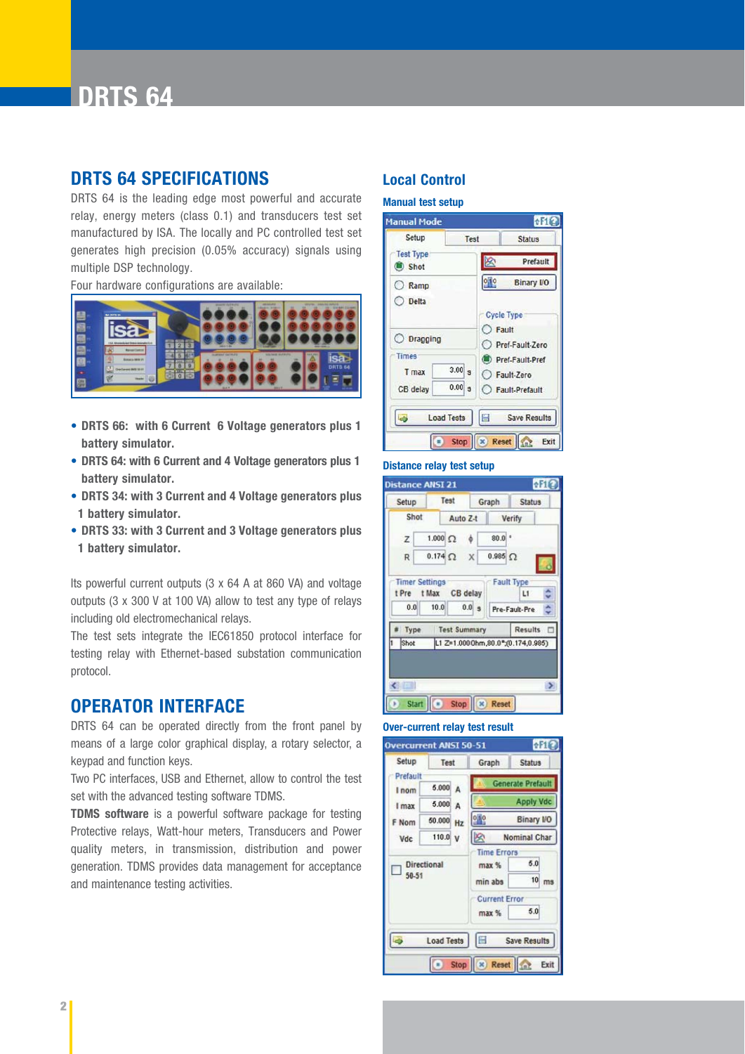# DRTS 64

## DRTS 64 SPECIFICATIONS

DRTS 64 is the leading edge most powerful and accurate relay, energy meters (class 0.1) and transducers test set manufactured by ISA. The locally and PC controlled test set generates high precision (0.05% accuracy) signals using multiple DSP technology.

Four hardware configurations are available:

- **DRTS 66: with 6 Current 6 Voltage generators plus 1 battery simulator.**
- **DRTS 64: with 6 Current and 4 Voltage generators plus 1 battery simulator.**
- **DRTS 34: with 3 Current and 4 Voltage generators plus 1 battery simulator.**
- **DRTS 33: with 3 Current and 3 Voltage generators plus 1 battery simulator.**

Its powerful current outputs (3 x 64 A at 860 VA) and voltage outputs (3 x 300 V at 100 VA) allow to test any type of relays including old electromechanical relays.

The test sets integrate the IEC61850 protocol interface for testing relay with Ethernet-based substation communication protocol.

## OPERATOR INTERFACE

DRTS 64 can be operated directly from the front panel by means of a large color graphical display, a rotary selector, a keypad and function keys.

Two PC interfaces, USB and Ethernet, allow to control the test set with the advanced testing software TDMS.

**TDMS software** is a powerful software package for testing Protective relays, Watt-hour meters, Transducers and Power quality meters, in transmission, distribution and power generation. TDMS provides data management for acceptance and maintenance testing activities.

## Local Control

### Manual test setup

### Distance relay test setup

### Over-current relay test result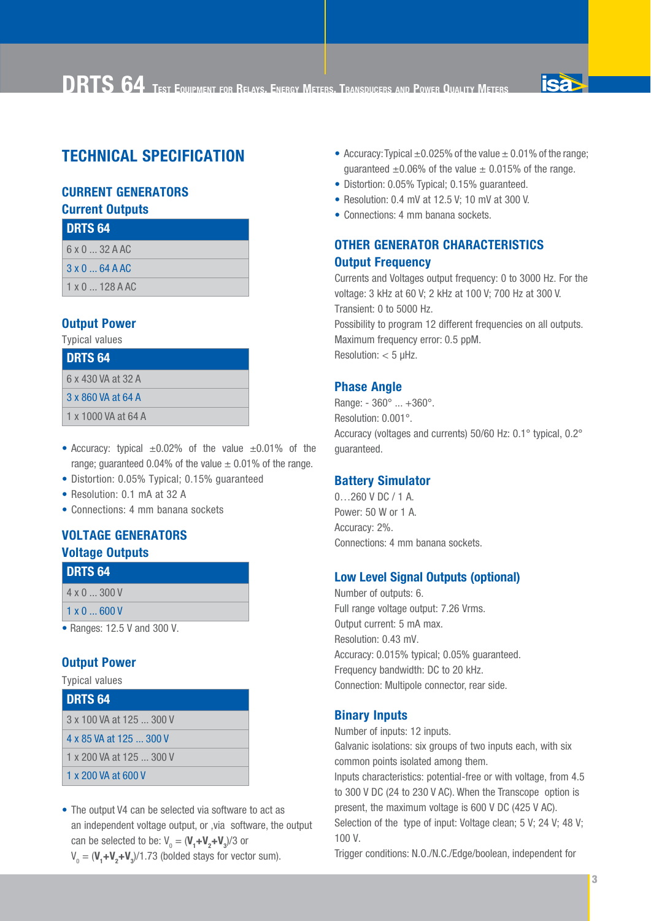# TECHNICAL SPECIFICATION

## CURRENT GENERATORS

### Current Outputs

| DRTS 64 |
|---|
| 6 x 0 ... 32 A AC |
| 3 x 0 ... 64 A AC |
| 1 x 0 ... 128 A AC |

### Output Power

Typical values

| DRTS 64 |
|---|
| 6 x 430 VA at 32 A |
| 3 x 860 VA at 64 A |
| 1 x 1000 VA at 64 A |

- Accuracy: typical ±0.02% of the value ±0.01% of the range; guaranteed 0.04% of the value ± 0.01% of the range.
- Distortion: 0.05% Typical; 0.15% guaranteed
- Resolution: 0.1 mA at 32 A
- Connections: 4 mm banana sockets

## VOLTAGE GENERATORS

### Voltage Outputs

| DRTS 64 |
|---|
| 4 x 0 ... 300 V |
| 1 x 0 ... 600 V |

- Ranges: 12.5 V and 300 V.

### Output Power

Typical values

| DRTS 64 |
|---|
| 3 x 100 VA at 125 ... 300 V |
| 4 x 85 VA at 125 ... 300 V |
| 1 x 200 VA at 125 ... 300 V |
| 1 x 200 VA at 600 V |

- The output V4 can be selected via software to act as an independent voltage output, or ,via software, the output can be selected to be: $V_0 = (\mathbf{V_1+V_2+V_3})/3$ or $V_0 = (\mathbf{V_1+V_2+V_3})/1.73$ (bolded stays for vector sum).

- Accuracy: Typical ±0.025% of the value ± 0.01% of the range; guaranteed ±0.06% of the value ± 0.015% of the range.
- Distortion: 0.05% Typical; 0.15% guaranteed.
- Resolution: 0.4 mV at 12.5 V; 10 mV at 300 V.
- Connections: 4 mm banana sockets.

## OTHER GENERATOR CHARACTERISTICS

### Output Frequency

Currents and Voltages output frequency: 0 to 3000 Hz. For the voltage: 3 kHz at 60 V; 2 kHz at 100 V; 700 Hz at 300 V.
Transient: 0 to 5000 Hz.
Possibility to program 12 different frequencies on all outputs.
Maximum frequency error: 0.5 ppM.
Resolution: < 5 μHz.

### Phase Angle

Range: - 360° ... +360°.
Resolution: 0.001°.
Accuracy (voltages and currents) 50/60 Hz: 0.1° typical, 0.2° guaranteed.

### Battery Simulator

0…260 V DC / 1 A.
Power: 50 W or 1 A.
Accuracy: 2%.
Connections: 4 mm banana sockets.

### Low Level Signal Outputs (optional)

Number of outputs: 6.
Full range voltage output: 7.26 Vrms.
Output current: 5 mA max.
Resolution: 0.43 mV.
Accuracy: 0.015% typical; 0.05% guaranteed.
Frequency bandwidth: DC to 20 kHz.
Connection: Multipole connector, rear side.

### Binary Inputs

Number of inputs: 12 inputs.
Galvanic isolations: six groups of two inputs each, with six common points isolated among them.
Inputs characteristics: potential-free or with voltage, from 4.5 to 300 V DC (24 to 230 V AC). When the Transcope option is present, the maximum voltage is 600 V DC (425 V AC).
Selection of the type of input: Voltage clean; 5 V; 24 V; 48 V; 100 V.
Trigger conditions: N.O./N.C./Edge/boolean, independent for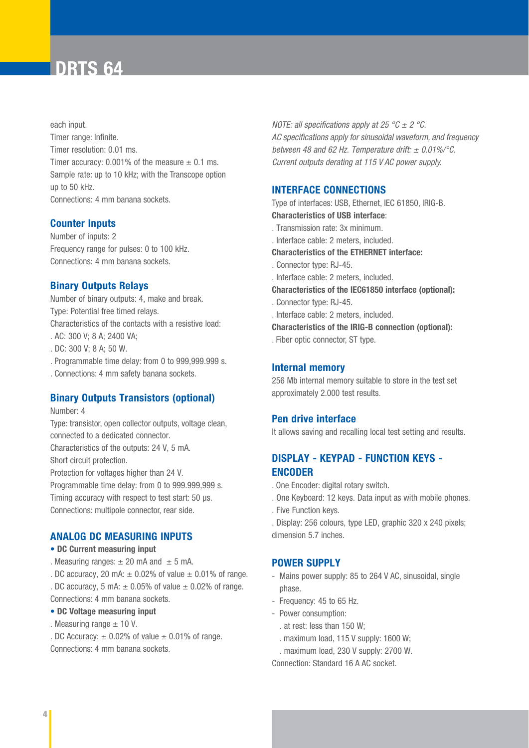each input.
Timer range: Infinite.
Timer resolution: 0.01 ms.
Timer accuracy: 0.001% of the measure ± 0.1 ms.
Sample rate: up to 10 kHz; with the Transcope option up to 50 kHz.
Connections: 4 mm banana sockets.

## Counter Inputs

Number of inputs: 2
Frequency range for pulses: 0 to 100 kHz.
Connections: 4 mm banana sockets.

## Binary Outputs Relays

Number of binary outputs: 4, make and break.
Type: Potential free timed relays.
Characteristics of the contacts with a resistive load:
. AC: 300 V; 8 A; 2400 VA;
. DC: 300 V; 8 A; 50 W.
. Programmable time delay: from 0 to 999,999.999 s.
. Connections: 4 mm safety banana sockets.

## Binary Outputs Transistors (optional)

Number: 4
Type: transistor, open collector outputs, voltage clean, connected to a dedicated connector.
Characteristics of the outputs: 24 V, 5 mA.
Short circuit protection.
Protection for voltages higher than 24 V.
Programmable time delay: from 0 to 999.999,999 s.
Timing accuracy with respect to test start: 50 µs.
Connections: multipole connector, rear side.

## ANALOG DC MEASURING INPUTS

- **DC Current measuring input**

. Measuring ranges: ± 20 mA and ± 5 mA.
. DC accuracy, 20 mA: ± 0.02% of value ± 0.01% of range.
. DC accuracy, 5 mA: ± 0.05% of value ± 0.02% of range.
Connections: 4 mm banana sockets.

- **DC Voltage measuring input**

. Measuring range ± 10 V.
. DC Accuracy: ± 0.02% of value ± 0.01% of range.
Connections: 4 mm banana sockets.

*NOTE: all specifications apply at 25 °C ± 2 °C.*
*AC specifications apply for sinusoidal waveform, and frequency between 48 and 62 Hz. Temperature drift: ± 0.01%/°C.*
*Current outputs derating at 115 V AC power supply.*

## INTERFACE CONNECTIONS

Type of interfaces: USB, Ethernet, IEC 61850, IRIG-B.
**Characteristics of USB interface**:
. Transmission rate: 3x minimum.
. Interface cable: 2 meters, included.
**Characteristics of the ETHERNET interface:**
. Connector type: RJ-45.
. Interface cable: 2 meters, included.
**Characteristics of the IEC61850 interface (optional):**
. Connector type: RJ-45.
. Interface cable: 2 meters, included.
**Characteristics of the IRIG-B connection (optional):**
. Fiber optic connector, ST type.

## Internal memory

256 Mb internal memory suitable to store in the test set approximately 2.000 test results.

## Pen drive interface

It allows saving and recalling local test setting and results.

## DISPLAY - KEYPAD - FUNCTION KEYS - ENCODER

. One Encoder: digital rotary switch.
. One Keyboard: 12 keys. Data input as with mobile phones.
. Five Function keys.
. Display: 256 colours, type LED, graphic 320 x 240 pixels; dimension 5.7 inches.

## POWER SUPPLY

- Mains power supply: 85 to 264 V AC, sinusoidal, single phase.
- Frequency: 45 to 65 Hz.
- Power consumption:
  . at rest: less than 150 W;
  . maximum load, 115 V supply: 1600 W;
  . maximum load, 230 V supply: 2700 W.

Connection: Standard 16 A AC socket.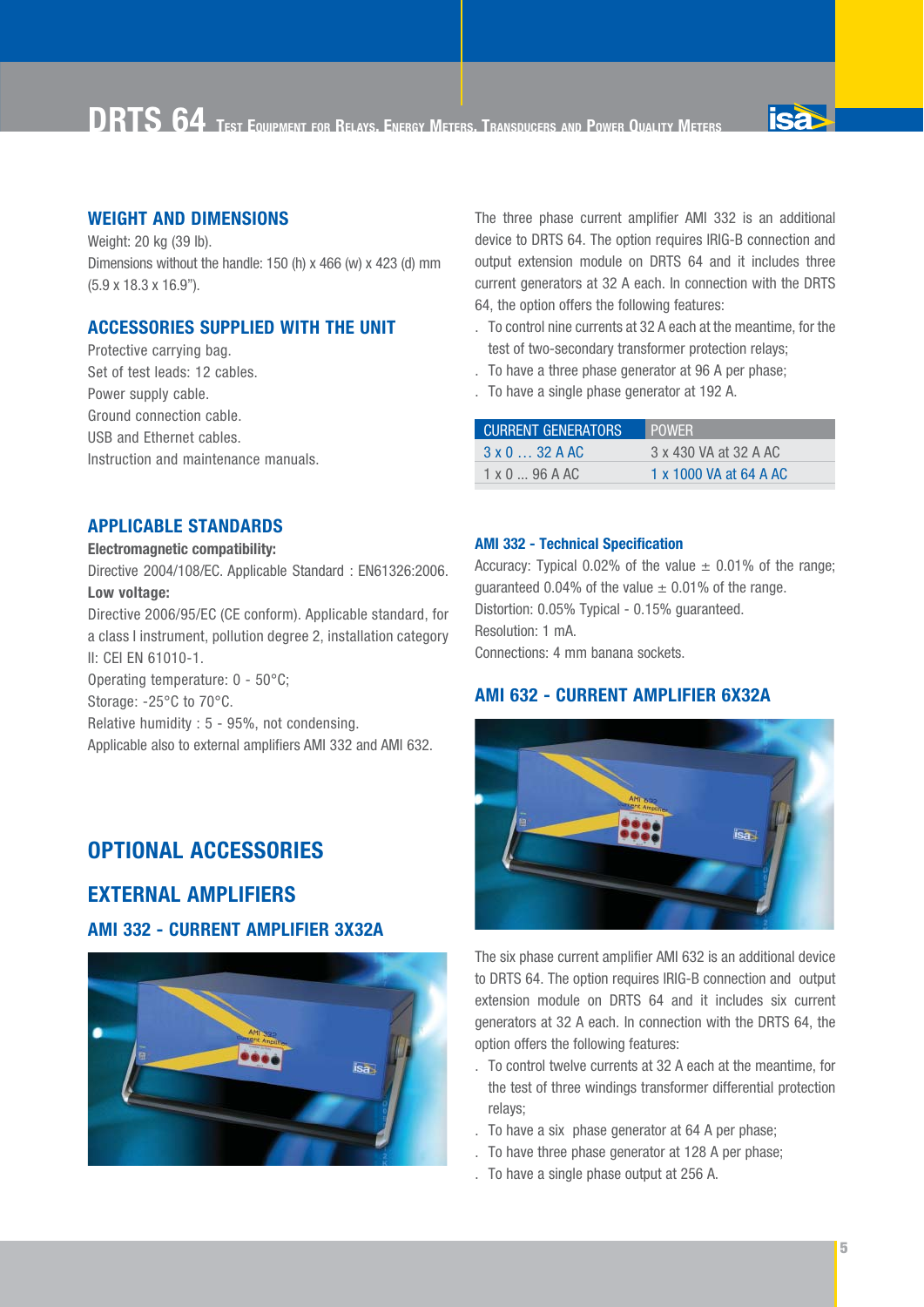## WEIGHT AND DIMENSIONS

Weight: 20 kg (39 lb).
Dimensions without the handle: 150 (h) x 466 (w) x 423 (d) mm (5.9 x 18.3 x 16.9").

## ACCESSORIES SUPPLIED WITH THE UNIT

Protective carrying bag.
Set of test leads: 12 cables.
Power supply cable.
Ground connection cable.
USB and Ethernet cables.
Instruction and maintenance manuals.

## APPLICABLE STANDARDS

**Electromagnetic compatibility:**
Directive 2004/108/EC. Applicable Standard : EN61326:2006.
**Low voltage:**
Directive 2006/95/EC (CE conform). Applicable standard, for a class I instrument, pollution degree 2, installation category II: CEI EN 61010-1.
Operating temperature: 0 - 50°C;
Storage: -25°C to 70°C.
Relative humidity : 5 - 95%, not condensing.
Applicable also to external amplifiers AMI 332 and AMI 632.

# OPTIONAL ACCESSORIES

## EXTERNAL AMPLIFIERS

### AMI 332 - CURRENT AMPLIFIER 3X32A

The three phase current amplifier AMI 332 is an additional device to DRTS 64. The option requires IRIG-B connection and output extension module on DRTS 64 and it includes three current generators at 32 A each. In connection with the DRTS 64, the option offers the following features:

- To control nine currents at 32 A each at the meantime, for the test of two-secondary transformer protection relays;
- To have a three phase generator at 96 A per phase;
- To have a single phase generator at 192 A.

| CURRENT GENERATORS | POWER |
|---|---|
| 3 x 0 … 32 A AC | 3 x 430 VA at 32 A AC |
| 1 x 0 ... 96 A AC | 1 x 1000 VA at 64 A AC |

#### AMI 332 - Technical Specification

Accuracy: Typical 0.02% of the value ± 0.01% of the range; guaranteed 0.04% of the value ± 0.01% of the range.
Distortion: 0.05% Typical - 0.15% guaranteed.
Resolution: 1 mA.
Connections: 4 mm banana sockets.

### AMI 632 - CURRENT AMPLIFIER 6X32A

The six phase current amplifier AMI 632 is an additional device to DRTS 64. The option requires IRIG-B connection and output extension module on DRTS 64 and it includes six current generators at 32 A each. In connection with the DRTS 64, the option offers the following features:

- To control twelve currents at 32 A each at the meantime, for the test of three windings transformer differential protection relays;
- To have a six phase generator at 64 A per phase;
- To have three phase generator at 128 A per phase;
- To have a single phase output at 256 A.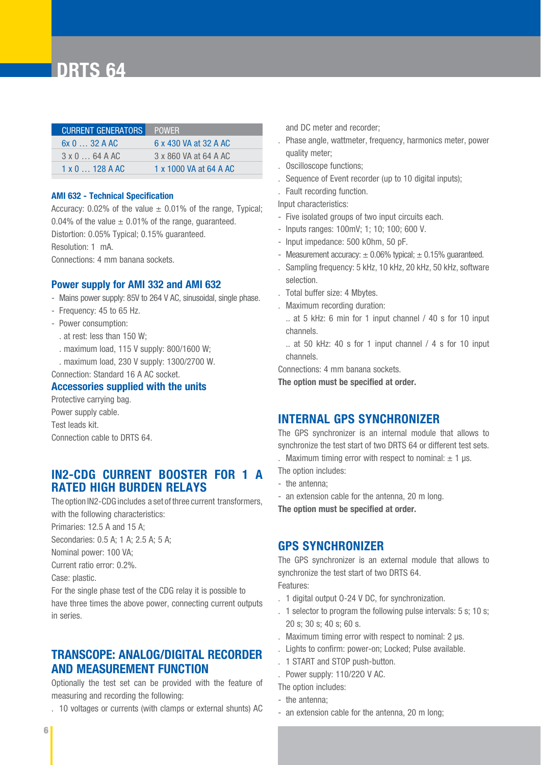# DRTS 64

| CURRENT GENERATORS | POWER |
|---|---|
| 6x 0 … 32 A AC | 6 x 430 VA at 32 A AC |
| 3 x 0 … 64 A AC | 3 x 860 VA at 64 A AC |
| 1 x 0 … 128 A AC | 1 x 1000 VA at 64 A AC |

### AMI 632 - Technical Specification

Accuracy: 0.02% of the value ± 0.01% of the range, Typical; 0.04% of the value ± 0.01% of the range, guaranteed.
Distortion: 0.05% Typical; 0.15% guaranteed.
Resolution: 1 mA.
Connections: 4 mm banana sockets.

### Power supply for AMI 332 and AMI 632

- Mains power supply: 85V to 264 V AC, sinusoidal, single phase.
- Frequency: 45 to 65 Hz.
- Power consumption:
  . at rest: less than 150 W;
  . maximum load, 115 V supply: 800/1600 W;
  . maximum load, 230 V supply: 1300/2700 W.

Connection: Standard 16 A AC socket.

### Accessories supplied with the units

Protective carrying bag.
Power supply cable.
Test leads kit.
Connection cable to DRTS 64.

## IN2-CDG CURRENT BOOSTER FOR 1 A RATED HIGH BURDEN RELAYS

The option IN2-CDG includes a set of three current transformers, with the following characteristics:
Primaries: 12.5 A and 15 A;
Secondaries: 0.5 A; 1 A; 2.5 A; 5 A;
Nominal power: 100 VA;
Current ratio error: 0.2%.
Case: plastic.
For the single phase test of the CDG relay it is possible to have three times the above power, connecting current outputs in series.

## TRANSCOPE: ANALOG/DIGITAL RECORDER AND MEASUREMENT FUNCTION

Optionally the test set can be provided with the feature of measuring and recording the following:

. 10 voltages or currents (with clamps or external shunts) AC and DC meter and recorder;
. Phase angle, wattmeter, frequency, harmonics meter, power quality meter;
. Oscilloscope functions;
. Sequence of Event recorder (up to 10 digital inputs);
. Fault recording function.

Input characteristics:

- Five isolated groups of two input circuits each.
- Inputs ranges: 100mV; 1; 10; 100; 600 V.
- Input impedance: 500 kOhm, 50 pF.
- Measurement accuracy: ± 0.06% typical; ± 0.15% guaranteed.

. Sampling frequency: 5 kHz, 10 kHz, 20 kHz, 50 kHz, software selection.
. Total buffer size: 4 Mbytes.
. Maximum recording duration:
.. at 5 kHz: 6 min for 1 input channel / 40 s for 10 input channels.
.. at 50 kHz: 40 s for 1 input channel / 4 s for 10 input channels.

Connections: 4 mm banana sockets.

**The option must be specified at order.**

## INTERNAL GPS SYNCHRONIZER

The GPS synchronizer is an internal module that allows to synchronize the test start of two DRTS 64 or different test sets.

. Maximum timing error with respect to nominal: ± 1 µs.

The option includes:

- the antenna;
- an extension cable for the antenna, 20 m long.

**The option must be specified at order.**

## GPS SYNCHRONIZER

The GPS synchronizer is an external module that allows to synchronize the test start of two DRTS 64.

Features:

. 1 digital output 0-24 V DC, for synchronization.
. 1 selector to program the following pulse intervals: 5 s; 10 s; 20 s; 30 s; 40 s; 60 s.
. Maximum timing error with respect to nominal: 2 µs.
. Lights to confirm: power-on; Locked; Pulse available.
. 1 START and STOP push-button.
. Power supply: 110/220 V AC.

The option includes:

- the antenna;
- an extension cable for the antenna, 20 m long;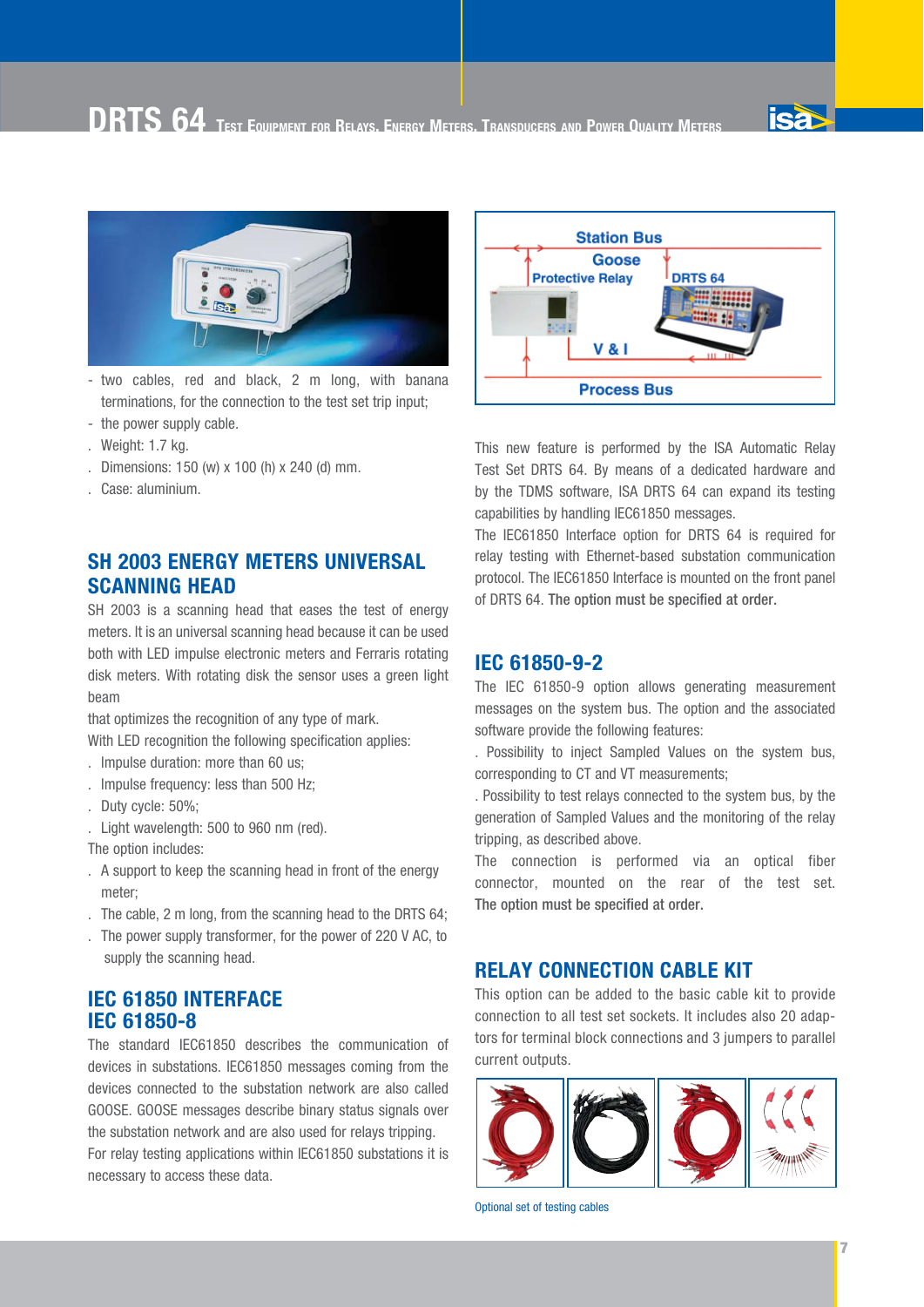- two cables, red and black, 2 m long, with banana terminations, for the connection to the test set trip input;
- the power supply cable.

. Weight: 1.7 kg.
. Dimensions: 150 (w) x 100 (h) x 240 (d) mm.
. Case: aluminium.

## SH 2003 ENERGY METERS UNIVERSAL SCANNING HEAD

SH 2003 is a scanning head that eases the test of energy meters. It is an universal scanning head because it can be used both with LED impulse electronic meters and Ferraris rotating disk meters. With rotating disk the sensor uses a green light beam

that optimizes the recognition of any type of mark.

With LED recognition the following specification applies:

. Impulse duration: more than 60 us;
. Impulse frequency: less than 500 Hz;
. Duty cycle: 50%;
. Light wavelength: 500 to 960 nm (red).

The option includes:

. A support to keep the scanning head in front of the energy meter;
. The cable, 2 m long, from the scanning head to the DRTS 64;
. The power supply transformer, for the power of 220 V AC, to supply the scanning head.

## IEC 61850 INTERFACE IEC 61850-8

The standard IEC61850 describes the communication of devices in substations. IEC61850 messages coming from the devices connected to the substation network are also called GOOSE. GOOSE messages describe binary status signals over the substation network and are also used for relays tripping. For relay testing applications within IEC61850 substations it is necessary to access these data.

This new feature is performed by the ISA Automatic Relay Test Set DRTS 64. By means of a dedicated hardware and by the TDMS software, ISA DRTS 64 can expand its testing capabilities by handling IEC61850 messages.

The IEC61850 Interface option for DRTS 64 is required for relay testing with Ethernet-based substation communication protocol. The IEC61850 Interface is mounted on the front panel of DRTS 64. The option must be specified at order.

## IEC 61850-9-2

The IEC 61850-9 option allows generating measurement messages on the system bus. The option and the associated software provide the following features:

. Possibility to inject Sampled Values on the system bus, corresponding to CT and VT measurements;

. Possibility to test relays connected to the system bus, by the generation of Sampled Values and the monitoring of the relay tripping, as described above.

The connection is performed via an optical fiber connector, mounted on the rear of the test set. The option must be specified at order.

## RELAY CONNECTION CABLE KIT

This option can be added to the basic cable kit to provide connection to all test set sockets. It includes also 20 adaptors for terminal block connections and 3 jumpers to parallel current outputs.

Optional set of testing cables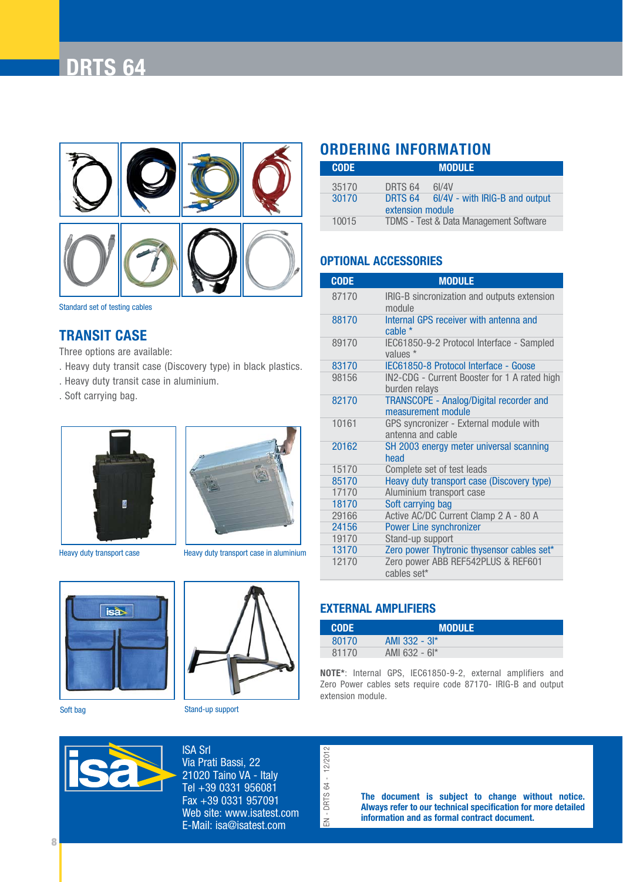# DRTS 64

Standard set of testing cables

## TRANSIT CASE

Three options are available:

. Heavy duty transit case (Discovery type) in black plastics.

. Heavy duty transit case in aluminium.

. Soft carrying bag.

Heavy duty transport case

Heavy duty transport case in aluminium

Soft bag

Stand-up support

## ORDERING INFORMATION

| CODE | MODULE |
|---|---|
| 35170 | DRTS 64 6I/4V |
| 30170 | DRTS 64 6I/4V - with IRIG-B and output extension module |
| 10015 | TDMS - Test & Data Management Software |

## OPTIONAL ACCESSORIES

| CODE | MODULE |
|---|---|
| 87170 | IRIG-B sincronization and outputs extension module |
| 88170 | Internal GPS receiver with antenna and cable * |
| 89170 | IEC61850-9-2 Protocol Interface - Sampled values * |
| 83170 | IEC61850-8 Protocol Interface - Goose |
| 98156 | IN2-CDG - Current Booster for 1 A rated high burden relays |
| 82170 | TRANSCOPE - Analog/Digital recorder and measurement module |
| 10161 | GPS syncronizer - External module with antenna and cable |
| 20162 | SH 2003 energy meter universal scanning head |
| 15170 | Complete set of test leads |
| 85170 | Heavy duty transport case (Discovery type) |
| 17170 | Aluminium transport case |
| 18170 | Soft carrying bag |
| 29166 | Active AC/DC Current Clamp 2 A - 80 A |
| 24156 | Power Line synchronizer |
| 19170 | Stand-up support |
| 13170 | Zero power Thytronic thysensor cables set* |
| 12170 | Zero power ABB REF542PLUS & REF601 cables set* |

## EXTERNAL AMPLIFIERS

| CODE | MODULE |
|---|---|
| 80170 | AMI 332 - 3I* |
| 81170 | AMI 632 - 6I* |

**NOTE***: Internal GPS, IEC61850-9-2, external amplifiers and Zero Power cables sets require code 87170- IRIG-B and output extension module.

ISA Srl
Via Prati Bassi, 22
21020 Taino VA - Italy
Tel +39 0331 956081
Fax +39 0331 957091
Web site: www.isatest.com
E-Mail: isa@isatest.com

EN - DRTS 64 - 12/2012

**The document is subject to change without notice. Always refer to our technical specification for more detailed information and as formal contract document.**